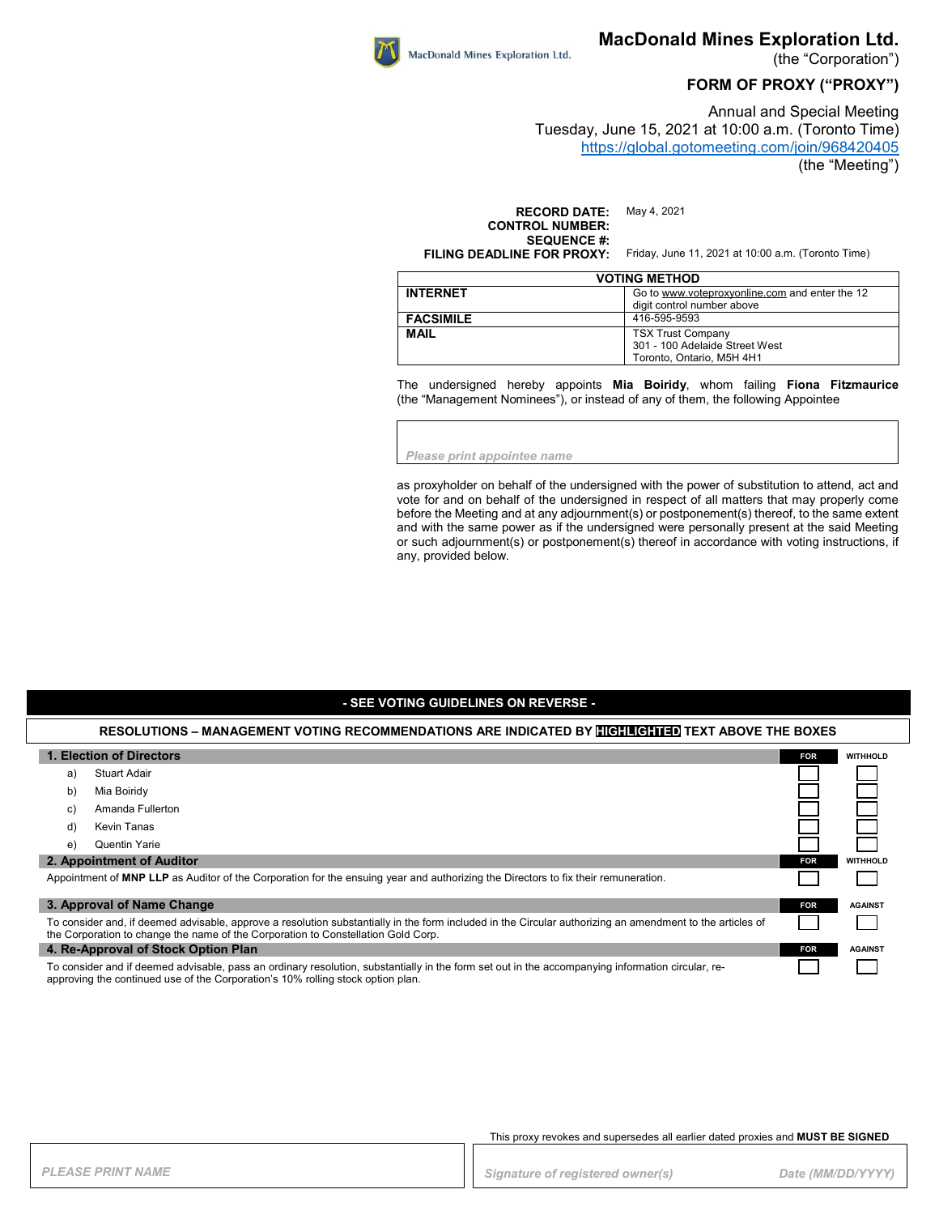# MacDonald Mines Exploration Ltd.

(the "Corporation")

## FORM OF PROXY ("PROXY")

Annual and Special Meeting
Tuesday, June 15, 2021 at 10:00 a.m. (Toronto Time)
https://global.gotomeeting.com/join/968420405
(the "Meeting")

**RECORD DATE:** May 4, 2021
**CONTROL NUMBER:**
**SEQUENCE #:**
**FILING DEADLINE FOR PROXY:** Friday, June 11, 2021 at 10:00 a.m. (Toronto Time)

| VOTING METHOD | |
|---|---|
| **INTERNET** | Go to www.voteproxyonline.com and enter the 12 digit control number above |
| **FACSIMILE** | 416-595-9593 |
| **MAIL** | TSX Trust Company<br>301 - 100 Adelaide Street West<br>Toronto, Ontario, M5H 4H1 |

The undersigned hereby appoints **Mia Boiridy**, whom failing **Fiona Fitzmaurice** (the "Management Nominees"), or instead of any of them, the following Appointee

*Please print appointee name*

as proxyholder on behalf of the undersigned with the power of substitution to attend, act and vote for and on behalf of the undersigned in respect of all matters that may properly come before the Meeting and at any adjournment(s) or postponement(s) thereof, to the same extent and with the same power as if the undersigned were personally present at the said Meeting or such adjournment(s) or postponement(s) thereof in accordance with voting instructions, if any, provided below.

**- SEE VOTING GUIDELINES ON REVERSE -**

**RESOLUTIONS – MANAGEMENT VOTING RECOMMENDATIONS ARE INDICATED BY HIGHLIGHTED TEXT ABOVE THE BOXES**

| **1. Election of Directors** | **FOR** | **WITHHOLD** |
|---|---|---|
| a) Stuart Adair | ☐ | ☐ |
| b) Mia Boiridy | ☐ | ☐ |
| c) Amanda Fullerton | ☐ | ☐ |
| d) Kevin Tanas | ☐ | ☐ |
| e) Quentin Yarie | ☐ | ☐ |

| **2. Appointment of Auditor** | **FOR** | **WITHHOLD** |
|---|---|---|
| Appointment of **MNP LLP** as Auditor of the Corporation for the ensuing year and authorizing the Directors to fix their remuneration. | ☐ | ☐ |

| **3. Approval of Name Change** | **FOR** | **AGAINST** |
|---|---|---|
| To consider and, if deemed advisable, approve a resolution substantially in the form included in the Circular authorizing an amendment to the articles of the Corporation to change the name of the Corporation to Constellation Gold Corp. | ☐ | ☐ |

| **4. Re-Approval of Stock Option Plan** | **FOR** | **AGAINST** |
|---|---|---|
| To consider and if deemed advisable, pass an ordinary resolution, substantially in the form set out in the accompanying information circular, re-approving the continued use of the Corporation's 10% rolling stock option plan. | ☐ | ☐ |

This proxy revokes and supersedes all earlier dated proxies and **MUST BE SIGNED**

*PLEASE PRINT NAME*

*Signature of registered owner(s)* *Date (MM/DD/YYYY)*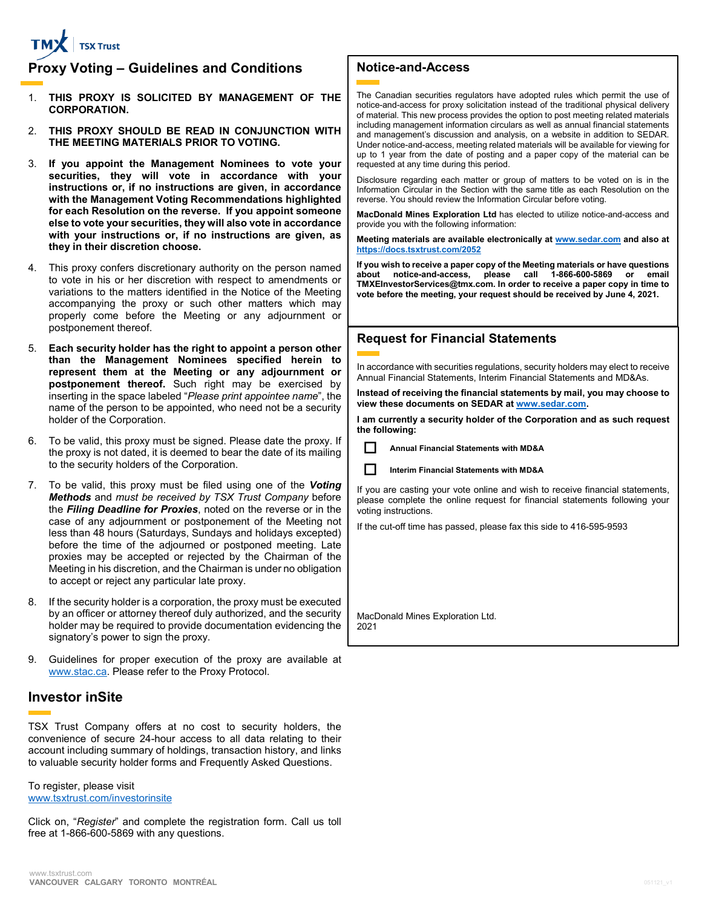TMX | TSX Trust

# Proxy Voting – Guidelines and Conditions

1. **THIS PROXY IS SOLICITED BY MANAGEMENT OF THE CORPORATION.**
2. **THIS PROXY SHOULD BE READ IN CONJUNCTION WITH THE MEETING MATERIALS PRIOR TO VOTING.**
3. **If you appoint the Management Nominees to vote your securities, they will vote in accordance with your instructions or, if no instructions are given, in accordance with the Management Voting Recommendations highlighted for each Resolution on the reverse. If you appoint someone else to vote your securities, they will also vote in accordance with your instructions or, if no instructions are given, as they in their discretion choose.**
4. This proxy confers discretionary authority on the person named to vote in his or her discretion with respect to amendments or variations to the matters identified in the Notice of the Meeting accompanying the proxy or such other matters which may properly come before the Meeting or any adjournment or postponement thereof.
5. **Each security holder has the right to appoint a person other than the Management Nominees specified herein to represent them at the Meeting or any adjournment or postponement thereof.** Such right may be exercised by inserting in the space labeled "*Please print appointee name*", the name of the person to be appointed, who need not be a security holder of the Corporation.
6. To be valid, this proxy must be signed. Please date the proxy. If the proxy is not dated, it is deemed to bear the date of its mailing to the security holders of the Corporation.
7. To be valid, this proxy must be filed using one of the ***Voting Methods*** and *must be received by TSX Trust Company* before the ***Filing Deadline for Proxies***, noted on the reverse or in the case of any adjournment or postponement of the Meeting not less than 48 hours (Saturdays, Sundays and holidays excepted) before the time of the adjourned or postponed meeting. Late proxies may be accepted or rejected by the Chairman of the Meeting in his discretion, and the Chairman is under no obligation to accept or reject any particular late proxy.
8. If the security holder is a corporation, the proxy must be executed by an officer or attorney thereof duly authorized, and the security holder may be required to provide documentation evidencing the signatory's power to sign the proxy.
9. Guidelines for proper execution of the proxy are available at www.stac.ca. Please refer to the Proxy Protocol.

## Investor inSite

TSX Trust Company offers at no cost to security holders, the convenience of secure 24-hour access to all data relating to their account including summary of holdings, transaction history, and links to valuable security holder forms and Frequently Asked Questions.

To register, please visit
www.tsxtrust.com/investorinsite

Click on, "*Register*" and complete the registration form. Call us toll free at 1-866-600-5869 with any questions.

## Notice-and-Access

The Canadian securities regulators have adopted rules which permit the use of notice-and-access for proxy solicitation instead of the traditional physical delivery of material. This new process provides the option to post meeting related materials including management information circulars as well as annual financial statements and management's discussion and analysis, on a website in addition to SEDAR. Under notice-and-access, meeting related materials will be available for viewing for up to 1 year from the date of posting and a paper copy of the material can be requested at any time during this period.

Disclosure regarding each matter or group of matters to be voted on is in the Information Circular in the Section with the same title as each Resolution on the reverse. You should review the Information Circular before voting.

**MacDonald Mines Exploration Ltd** has elected to utilize notice-and-access and provide you with the following information:

**Meeting materials are available electronically at www.sedar.com and also at https://docs.tsxtrust.com/2052**

**If you wish to receive a paper copy of the Meeting materials or have questions about notice-and-access, please call 1-866-600-5869 or email TMXEInvestorServices@tmx.com. In order to receive a paper copy in time to vote before the meeting, your request should be received by June 4, 2021.**

## Request for Financial Statements

In accordance with securities regulations, security holders may elect to receive Annual Financial Statements, Interim Financial Statements and MD&As.

**Instead of receiving the financial statements by mail, you may choose to view these documents on SEDAR at www.sedar.com.**

**I am currently a security holder of the Corporation and as such request the following:**

☐ **Annual Financial Statements with MD&A**

☐ **Interim Financial Statements with MD&A**

If you are casting your vote online and wish to receive financial statements, please complete the online request for financial statements following your voting instructions.

If the cut-off time has passed, please fax this side to 416-595-9593

MacDonald Mines Exploration Ltd.
2021

www.tsxtrust.com
VANCOUVER CALGARY TORONTO MONTRÉAL